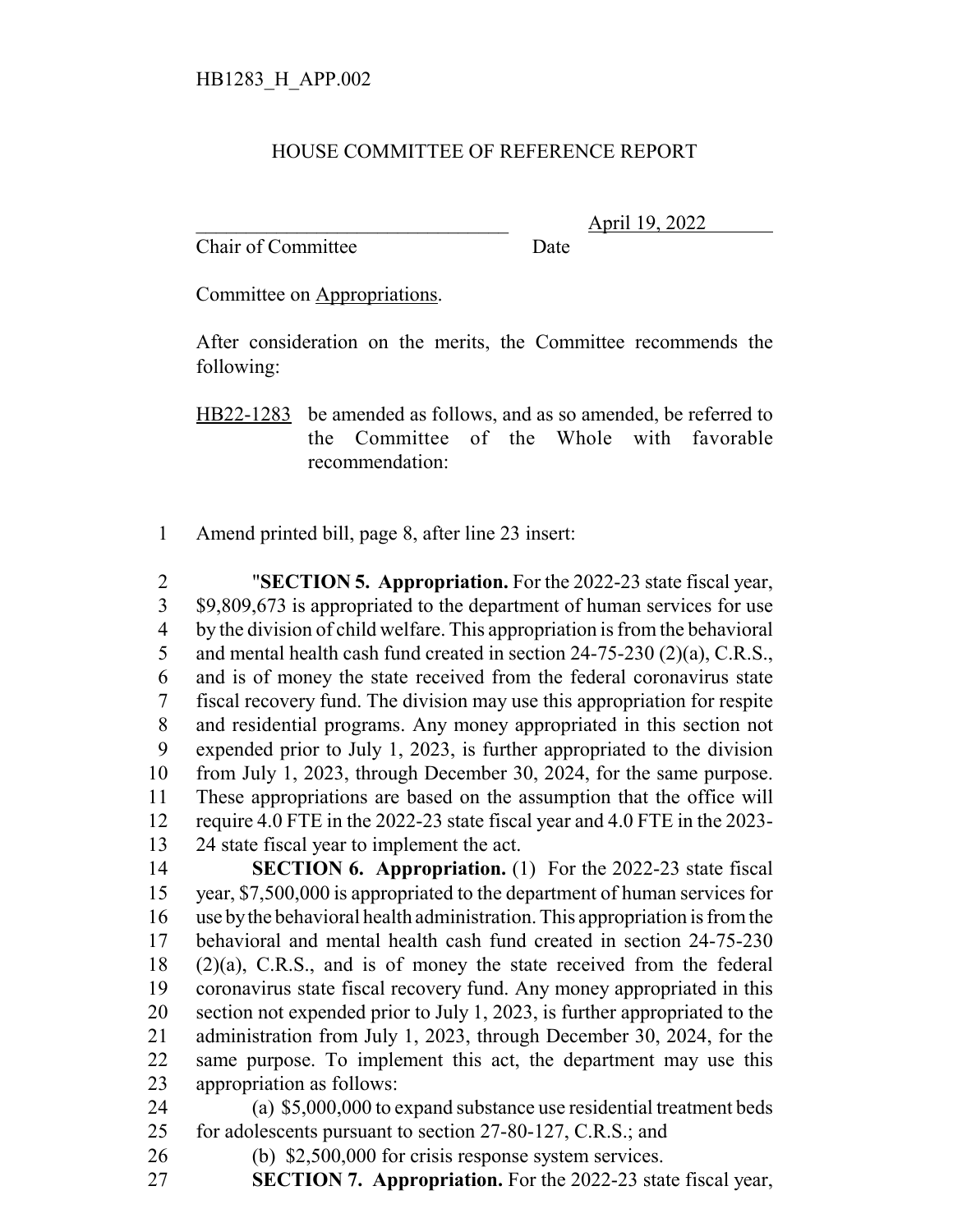HB1283_H_APP.002

# HOUSE COMMITTEE OF REFERENCE REPORT

_______________________________ April 19, 2022

Chair of Committee Date

Committee on Appropriations.

After consideration on the merits, the Committee recommends the following:

HB22-1283 be amended as follows, and as so amended, be referred to the Committee of the Whole with favorable recommendation:

1 Amend printed bill, page 8, after line 23 insert:

2 "**SECTION 5. Appropriation.** For the 2022-23 state fiscal year,
3 $9,809,673 is appropriated to the department of human services for use
4 by the division of child welfare. This appropriation is from the behavioral
5 and mental health cash fund created in section 24-75-230 (2)(a), C.R.S.,
6 and is of money the state received from the federal coronavirus state
7 fiscal recovery fund. The division may use this appropriation for respite
8 and residential programs. Any money appropriated in this section not
9 expended prior to July 1, 2023, is further appropriated to the division
10 from July 1, 2023, through December 30, 2024, for the same purpose.
11 These appropriations are based on the assumption that the office will
12 require 4.0 FTE in the 2022-23 state fiscal year and 4.0 FTE in the 2023-
13 24 state fiscal year to implement the act.

14 **SECTION 6. Appropriation.** (1) For the 2022-23 state fiscal
15 year, $7,500,000 is appropriated to the department of human services for
16 use by the behavioral health administration. This appropriation is from the
17 behavioral and mental health cash fund created in section 24-75-230
18 (2)(a), C.R.S., and is of money the state received from the federal
19 coronavirus state fiscal recovery fund. Any money appropriated in this
20 section not expended prior to July 1, 2023, is further appropriated to the
21 administration from July 1, 2023, through December 30, 2024, for the
22 same purpose. To implement this act, the department may use this
23 appropriation as follows:

24 (a) $5,000,000 to expand substance use residential treatment beds
25 for adolescents pursuant to section 27-80-127, C.R.S.; and

26 (b) $2,500,000 for crisis response system services.

27 **SECTION 7. Appropriation.** For the 2022-23 state fiscal year,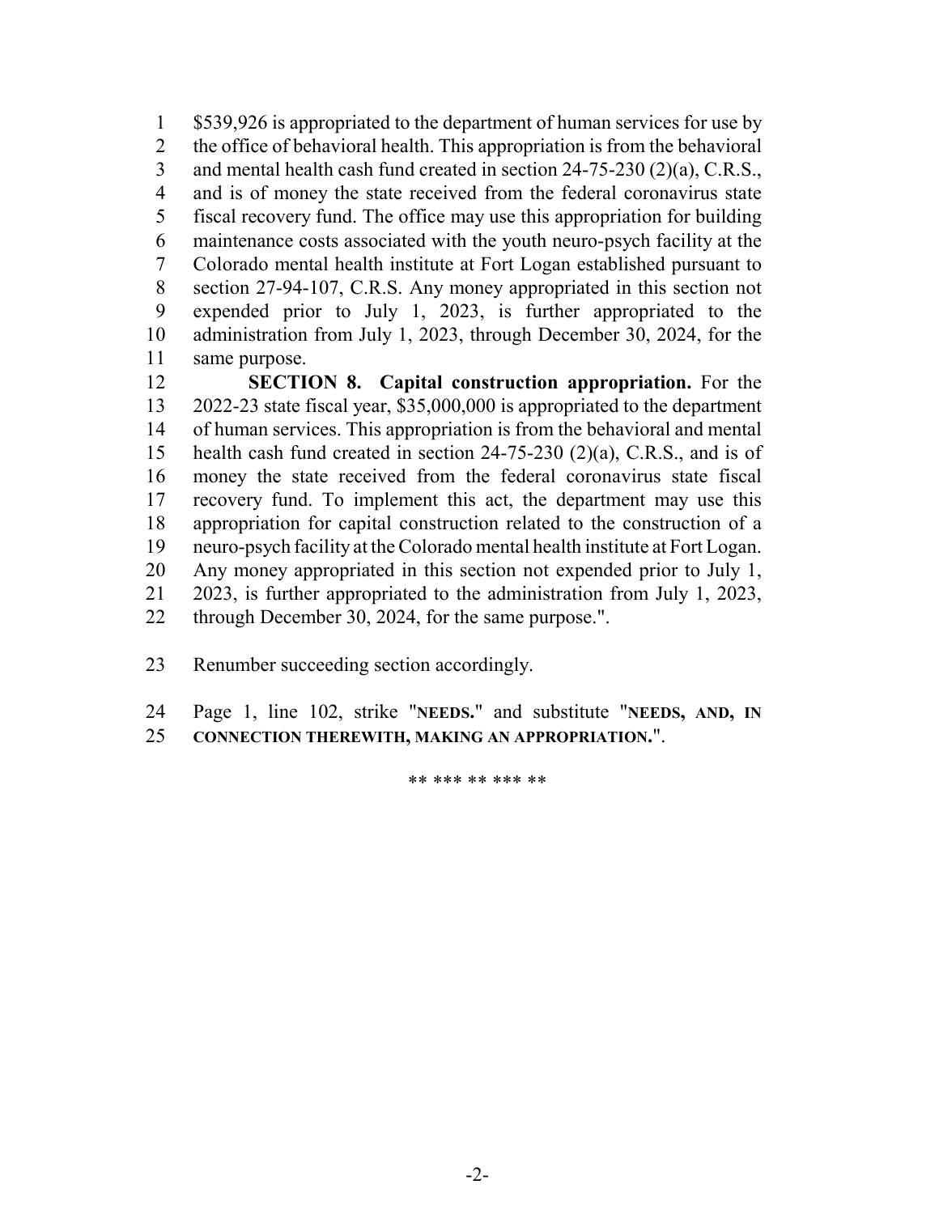$539,926 is appropriated to the department of human services for use by the office of behavioral health. This appropriation is from the behavioral and mental health cash fund created in section 24-75-230 (2)(a), C.R.S., and is of money the state received from the federal coronavirus state fiscal recovery fund. The office may use this appropriation for building maintenance costs associated with the youth neuro-psych facility at the Colorado mental health institute at Fort Logan established pursuant to section 27-94-107, C.R.S. Any money appropriated in this section not expended prior to July 1, 2023, is further appropriated to the administration from July 1, 2023, through December 30, 2024, for the same purpose.

**SECTION 8. Capital construction appropriation.** For the 2022-23 state fiscal year, $35,000,000 is appropriated to the department of human services. This appropriation is from the behavioral and mental health cash fund created in section 24-75-230 (2)(a), C.R.S., and is of money the state received from the federal coronavirus state fiscal recovery fund. To implement this act, the department may use this appropriation for capital construction related to the construction of a neuro-psych facility at the Colorado mental health institute at Fort Logan. Any money appropriated in this section not expended prior to July 1, 2023, is further appropriated to the administration from July 1, 2023, through December 30, 2024, for the same purpose.".

Renumber succeeding section accordingly.

Page 1, line 102, strike "**NEEDS.**" and substitute "**NEEDS, AND, IN CONNECTION THEREWITH, MAKING AN APPROPRIATION.**".

** *** ** *** **